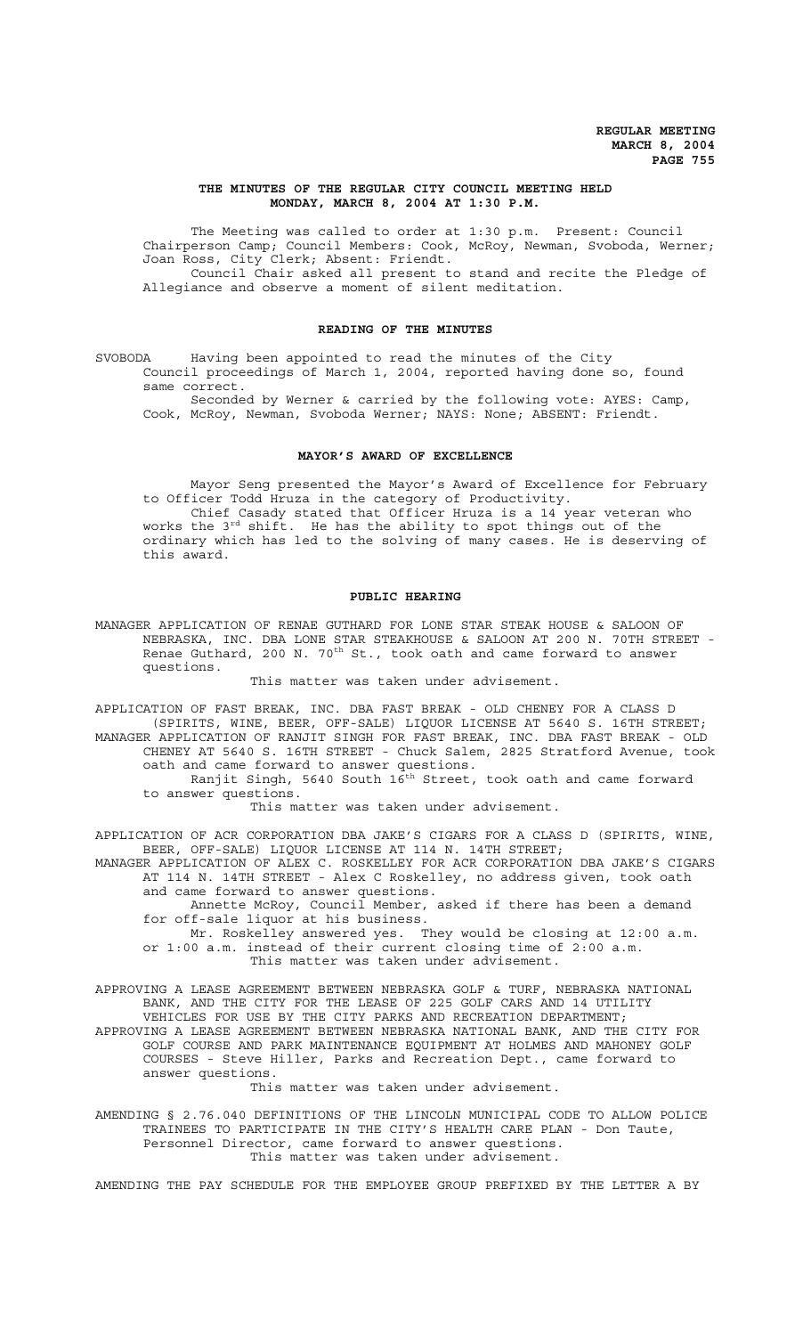**REGULAR MEETING**
**MARCH 8, 2004**
**PAGE 755**

## THE MINUTES OF THE REGULAR CITY COUNCIL MEETING HELD MONDAY, MARCH 8, 2004 AT 1:30 P.M.

The Meeting was called to order at 1:30 p.m. Present: Council Chairperson Camp; Council Members: Cook, McRoy, Newman, Svoboda, Werner; Joan Ross, City Clerk; Absent: Friendt.

Council Chair asked all present to stand and recite the Pledge of Allegiance and observe a moment of silent meditation.

### READING OF THE MINUTES

SVOBODA Having been appointed to read the minutes of the City Council proceedings of March 1, 2004, reported having done so, found same correct.

Seconded by Werner & carried by the following vote: AYES: Camp, Cook, McRoy, Newman, Svoboda Werner; NAYS: None; ABSENT: Friendt.

### MAYOR'S AWARD OF EXCELLENCE

Mayor Seng presented the Mayor's Award of Excellence for February to Officer Todd Hruza in the category of Productivity.

Chief Casady stated that Officer Hruza is a 14 year veteran who works the 3rd shift. He has the ability to spot things out of the ordinary which has led to the solving of many cases. He is deserving of this award.

### PUBLIC HEARING

MANAGER APPLICATION OF RENAE GUTHARD FOR LONE STAR STEAK HOUSE & SALOON OF NEBRASKA, INC. DBA LONE STAR STEAKHOUSE & SALOON AT 200 N. 70TH STREET - Renae Guthard, 200 N. 70th St., took oath and came forward to answer questions.

This matter was taken under advisement.

APPLICATION OF FAST BREAK, INC. DBA FAST BREAK - OLD CHENEY FOR A CLASS D (SPIRITS, WINE, BEER, OFF-SALE) LIQUOR LICENSE AT 5640 S. 16TH STREET;

MANAGER APPLICATION OF RANJIT SINGH FOR FAST BREAK, INC. DBA FAST BREAK - OLD CHENEY AT 5640 S. 16TH STREET - Chuck Salem, 2825 Stratford Avenue, took oath and came forward to answer questions.

Ranjit Singh, 5640 South 16th Street, took oath and came forward to answer questions.

This matter was taken under advisement.

APPLICATION OF ACR CORPORATION DBA JAKE'S CIGARS FOR A CLASS D (SPIRITS, WINE, BEER, OFF-SALE) LIQUOR LICENSE AT 114 N. 14TH STREET;

MANAGER APPLICATION OF ALEX C. ROSKELLEY FOR ACR CORPORATION DBA JAKE'S CIGARS AT 114 N. 14TH STREET - Alex C Roskelley, no address given, took oath and came forward to answer questions.

Annette McRoy, Council Member, asked if there has been a demand for off-sale liquor at his business.

Mr. Roskelley answered yes. They would be closing at 12:00 a.m. or 1:00 a.m. instead of their current closing time of 2:00 a.m.

This matter was taken under advisement.

APPROVING A LEASE AGREEMENT BETWEEN NEBRASKA GOLF & TURF, NEBRASKA NATIONAL BANK, AND THE CITY FOR THE LEASE OF 225 GOLF CARS AND 14 UTILITY VEHICLES FOR USE BY THE CITY PARKS AND RECREATION DEPARTMENT;

APPROVING A LEASE AGREEMENT BETWEEN NEBRASKA NATIONAL BANK, AND THE CITY FOR GOLF COURSE AND PARK MAINTENANCE EQUIPMENT AT HOLMES AND MAHONEY GOLF COURSES - Steve Hiller, Parks and Recreation Dept., came forward to answer questions.

This matter was taken under advisement.

AMENDING § 2.76.040 DEFINITIONS OF THE LINCOLN MUNICIPAL CODE TO ALLOW POLICE TRAINEES TO PARTICIPATE IN THE CITY'S HEALTH CARE PLAN - Don Taute, Personnel Director, came forward to answer questions.

This matter was taken under advisement.

AMENDING THE PAY SCHEDULE FOR THE EMPLOYEE GROUP PREFIXED BY THE LETTER A BY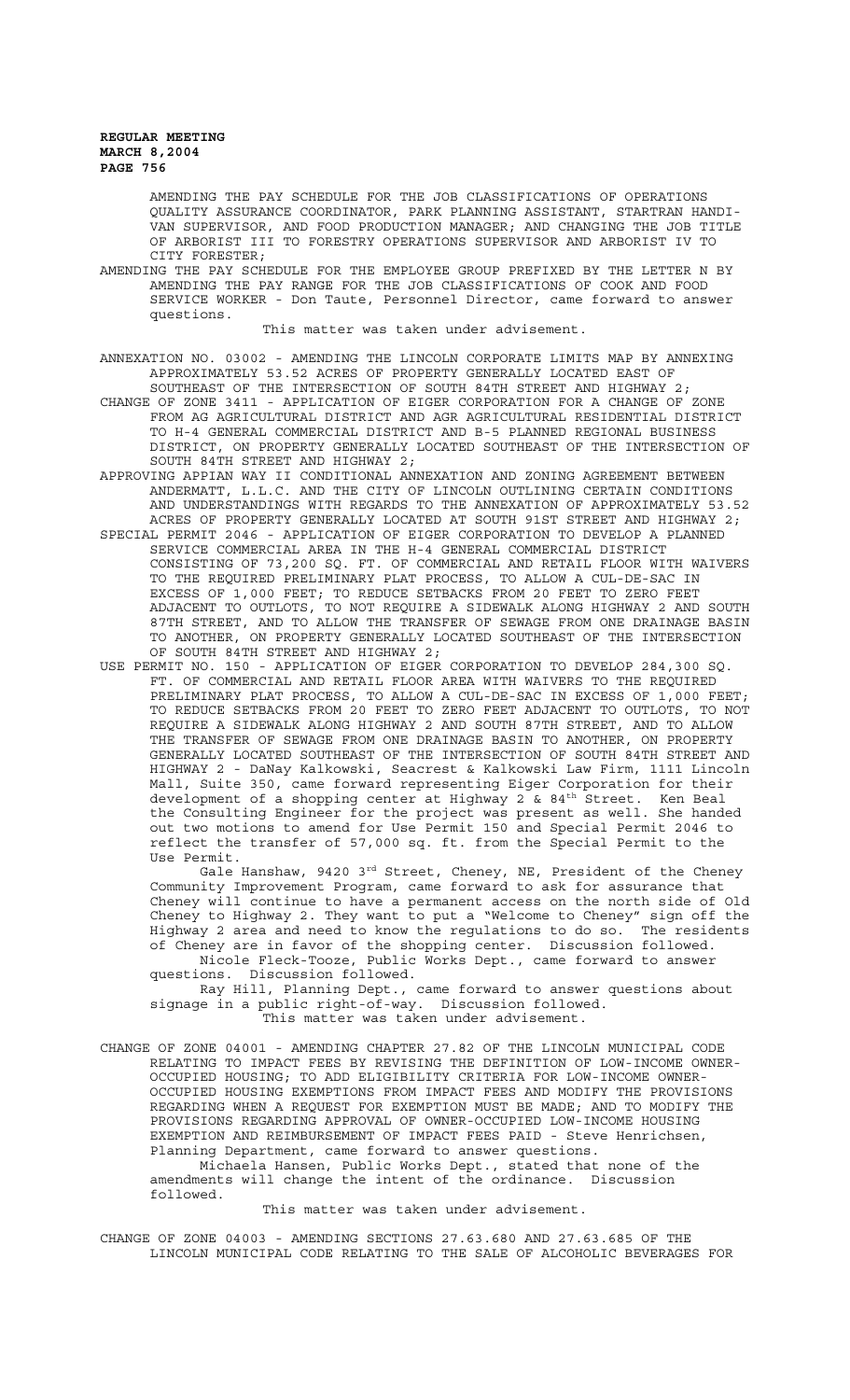AMENDING THE PAY SCHEDULE FOR THE JOB CLASSIFICATIONS OF OPERATIONS QUALITY ASSURANCE COORDINATOR, PARK PLANNING ASSISTANT, STARTRAN HANDI-VAN SUPERVISOR, AND FOOD PRODUCTION MANAGER; AND CHANGING THE JOB TITLE OF ARBORIST III TO FORESTRY OPERATIONS SUPERVISOR AND ARBORIST IV TO CITY FORESTER;

AMENDING THE PAY SCHEDULE FOR THE EMPLOYEE GROUP PREFIXED BY THE LETTER N BY AMENDING THE PAY RANGE FOR THE JOB CLASSIFICATIONS OF COOK AND FOOD SERVICE WORKER - Don Taute, Personnel Director, came forward to answer questions.

This matter was taken under advisement.

ANNEXATION NO. 03002 - AMENDING THE LINCOLN CORPORATE LIMITS MAP BY ANNEXING APPROXIMATELY 53.52 ACRES OF PROPERTY GENERALLY LOCATED EAST OF SOUTHEAST OF THE INTERSECTION OF SOUTH 84TH STREET AND HIGHWAY 2;

CHANGE OF ZONE 3411 - APPLICATION OF EIGER CORPORATION FOR A CHANGE OF ZONE FROM AG AGRICULTURAL DISTRICT AND AGR AGRICULTURAL RESIDENTIAL DISTRICT TO H-4 GENERAL COMMERCIAL DISTRICT AND B-5 PLANNED REGIONAL BUSINESS DISTRICT, ON PROPERTY GENERALLY LOCATED SOUTHEAST OF THE INTERSECTION OF SOUTH 84TH STREET AND HIGHWAY 2;

APPROVING APPIAN WAY II CONDITIONAL ANNEXATION AND ZONING AGREEMENT BETWEEN ANDERMATT, L.L.C. AND THE CITY OF LINCOLN OUTLINING CERTAIN CONDITIONS AND UNDERSTANDINGS WITH REGARDS TO THE ANNEXATION OF APPROXIMATELY 53.52 ACRES OF PROPERTY GENERALLY LOCATED AT SOUTH 91ST STREET AND HIGHWAY 2;

SPECIAL PERMIT 2046 - APPLICATION OF EIGER CORPORATION TO DEVELOP A PLANNED SERVICE COMMERCIAL AREA IN THE H-4 GENERAL COMMERCIAL DISTRICT CONSISTING OF 73,200 SQ. FT. OF COMMERCIAL AND RETAIL FLOOR WITH WAIVERS TO THE REQUIRED PRELIMINARY PLAT PROCESS, TO ALLOW A CUL-DE-SAC IN EXCESS OF 1,000 FEET; TO REDUCE SETBACKS FROM 20 FEET TO ZERO FEET ADJACENT TO OUTLOTS, TO NOT REQUIRE A SIDEWALK ALONG HIGHWAY 2 AND SOUTH 87TH STREET, AND TO ALLOW THE TRANSFER OF SEWAGE FROM ONE DRAINAGE BASIN TO ANOTHER, ON PROPERTY GENERALLY LOCATED SOUTHEAST OF THE INTERSECTION OF SOUTH 84TH STREET AND HIGHWAY 2;

USE PERMIT NO. 150 - APPLICATION OF EIGER CORPORATION TO DEVELOP 284,300 SQ. FT. OF COMMERCIAL AND RETAIL FLOOR AREA WITH WAIVERS TO THE REQUIRED PRELIMINARY PLAT PROCESS, TO ALLOW A CUL-DE-SAC IN EXCESS OF 1,000 FEET; TO REDUCE SETBACKS FROM 20 FEET TO ZERO FEET ADJACENT TO OUTLOTS, TO NOT REQUIRE A SIDEWALK ALONG HIGHWAY 2 AND SOUTH 87TH STREET, AND TO ALLOW THE TRANSFER OF SEWAGE FROM ONE DRAINAGE BASIN TO ANOTHER, ON PROPERTY GENERALLY LOCATED SOUTHEAST OF THE INTERSECTION OF SOUTH 84TH STREET AND HIGHWAY 2 - DaNay Kalkowski, Seacrest & Kalkowski Law Firm, 1111 Lincoln Mall, Suite 350, came forward representing Eiger Corporation for their development of a shopping center at Highway 2 & 84th Street. Ken Beal the Consulting Engineer for the project was present as well. She handed out two motions to amend for Use Permit 150 and Special Permit 2046 to reflect the transfer of 57,000 sq. ft. from the Special Permit to the Use Permit.

Gale Hanshaw, 9420 3rd Street, Cheney, NE, President of the Cheney Community Improvement Program, came forward to ask for assurance that Cheney will continue to have a permanent access on the north side of Old Cheney to Highway 2. They want to put a "Welcome to Cheney" sign off the Highway 2 area and need to know the regulations to do so. The residents of Cheney are in favor of the shopping center. Discussion followed.

Nicole Fleck-Tooze, Public Works Dept., came forward to answer questions. Discussion followed.

Ray Hill, Planning Dept., came forward to answer questions about signage in a public right-of-way. Discussion followed.

This matter was taken under advisement.

CHANGE OF ZONE 04001 - AMENDING CHAPTER 27.82 OF THE LINCOLN MUNICIPAL CODE RELATING TO IMPACT FEES BY REVISING THE DEFINITION OF LOW-INCOME OWNER-OCCUPIED HOUSING; TO ADD ELIGIBILITY CRITERIA FOR LOW-INCOME OWNER-OCCUPIED HOUSING EXEMPTIONS FROM IMPACT FEES AND MODIFY THE PROVISIONS REGARDING WHEN A REQUEST FOR EXEMPTION MUST BE MADE; AND TO MODIFY THE PROVISIONS REGARDING APPROVAL OF OWNER-OCCUPIED LOW-INCOME HOUSING EXEMPTION AND REIMBURSEMENT OF IMPACT FEES PAID - Steve Henrichsen, Planning Department, came forward to answer questions.

Michaela Hansen, Public Works Dept., stated that none of the amendments will change the intent of the ordinance. Discussion followed.

This matter was taken under advisement.

CHANGE OF ZONE 04003 - AMENDING SECTIONS 27.63.680 AND 27.63.685 OF THE LINCOLN MUNICIPAL CODE RELATING TO THE SALE OF ALCOHOLIC BEVERAGES FOR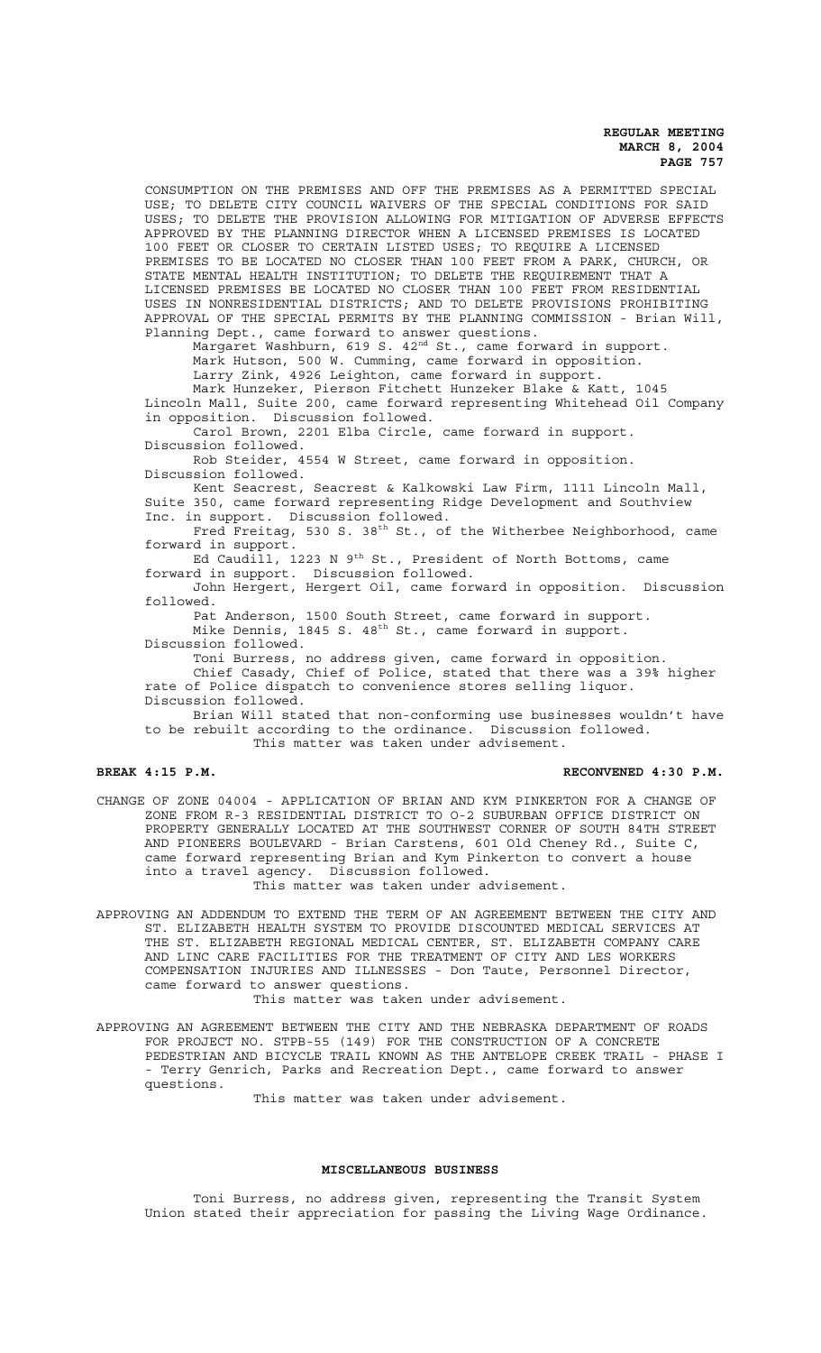CONSUMPTION ON THE PREMISES AND OFF THE PREMISES AS A PERMITTED SPECIAL USE; TO DELETE CITY COUNCIL WAIVERS OF THE SPECIAL CONDITIONS FOR SAID USES; TO DELETE THE PROVISION ALLOWING FOR MITIGATION OF ADVERSE EFFECTS APPROVED BY THE PLANNING DIRECTOR WHEN A LICENSED PREMISES IS LOCATED 100 FEET OR CLOSER TO CERTAIN LISTED USES; TO REQUIRE A LICENSED PREMISES TO BE LOCATED NO CLOSER THAN 100 FEET FROM A PARK, CHURCH, OR STATE MENTAL HEALTH INSTITUTION; TO DELETE THE REQUIREMENT THAT A LICENSED PREMISES BE LOCATED NO CLOSER THAN 100 FEET FROM RESIDENTIAL USES IN NONRESIDENTIAL DISTRICTS; AND TO DELETE PROVISIONS PROHIBITING APPROVAL OF THE SPECIAL PERMITS BY THE PLANNING COMMISSION - Brian Will, Planning Dept., came forward to answer questions.

Margaret Washburn, 619 S. 42nd St., came forward in support.

Mark Hutson, 500 W. Cumming, came forward in opposition.

Larry Zink, 4926 Leighton, came forward in support.

Mark Hunzeker, Pierson Fitchett Hunzeker Blake & Katt, 1045 Lincoln Mall, Suite 200, came forward representing Whitehead Oil Company in opposition. Discussion followed.

Carol Brown, 2201 Elba Circle, came forward in support. Discussion followed.

Rob Steider, 4554 W Street, came forward in opposition. Discussion followed.

Kent Seacrest, Seacrest & Kalkowski Law Firm, 1111 Lincoln Mall, Suite 350, came forward representing Ridge Development and Southview Inc. in support. Discussion followed.

Fred Freitag, 530 S. 38th St., of the Witherbee Neighborhood, came forward in support.

Ed Caudill, 1223 N 9th St., President of North Bottoms, came forward in support. Discussion followed.

John Hergert, Hergert Oil, came forward in opposition. Discussion followed.

Pat Anderson, 1500 South Street, came forward in support.

Mike Dennis, 1845 S. 48th St., came forward in support. Discussion followed.

Toni Burress, no address given, came forward in opposition.

Chief Casady, Chief of Police, stated that there was a 39% higher rate of Police dispatch to convenience stores selling liquor. Discussion followed.

Brian Will stated that non-conforming use businesses wouldn't have to be rebuilt according to the ordinance. Discussion followed.

This matter was taken under advisement.

**BREAK 4:15 P.M.** **RECONVENED 4:30 P.M.**

CHANGE OF ZONE 04004 - APPLICATION OF BRIAN AND KYM PINKERTON FOR A CHANGE OF ZONE FROM R-3 RESIDENTIAL DISTRICT TO O-2 SUBURBAN OFFICE DISTRICT ON PROPERTY GENERALLY LOCATED AT THE SOUTHWEST CORNER OF SOUTH 84TH STREET AND PIONEERS BOULEVARD - Brian Carstens, 601 Old Cheney Rd., Suite C, came forward representing Brian and Kym Pinkerton to convert a house into a travel agency. Discussion followed.

This matter was taken under advisement.

APPROVING AN ADDENDUM TO EXTEND THE TERM OF AN AGREEMENT BETWEEN THE CITY AND ST. ELIZABETH HEALTH SYSTEM TO PROVIDE DISCOUNTED MEDICAL SERVICES AT THE ST. ELIZABETH REGIONAL MEDICAL CENTER, ST. ELIZABETH COMPANY CARE AND LINC CARE FACILITIES FOR THE TREATMENT OF CITY AND LES WORKERS COMPENSATION INJURIES AND ILLNESSES - Don Taute, Personnel Director, came forward to answer questions.

This matter was taken under advisement.

APPROVING AN AGREEMENT BETWEEN THE CITY AND THE NEBRASKA DEPARTMENT OF ROADS FOR PROJECT NO. STPB-55 (149) FOR THE CONSTRUCTION OF A CONCRETE PEDESTRIAN AND BICYCLE TRAIL KNOWN AS THE ANTELOPE CREEK TRAIL - PHASE I - Terry Genrich, Parks and Recreation Dept., came forward to answer questions.

This matter was taken under advisement.

## MISCELLANEOUS BUSINESS

Toni Burress, no address given, representing the Transit System Union stated their appreciation for passing the Living Wage Ordinance.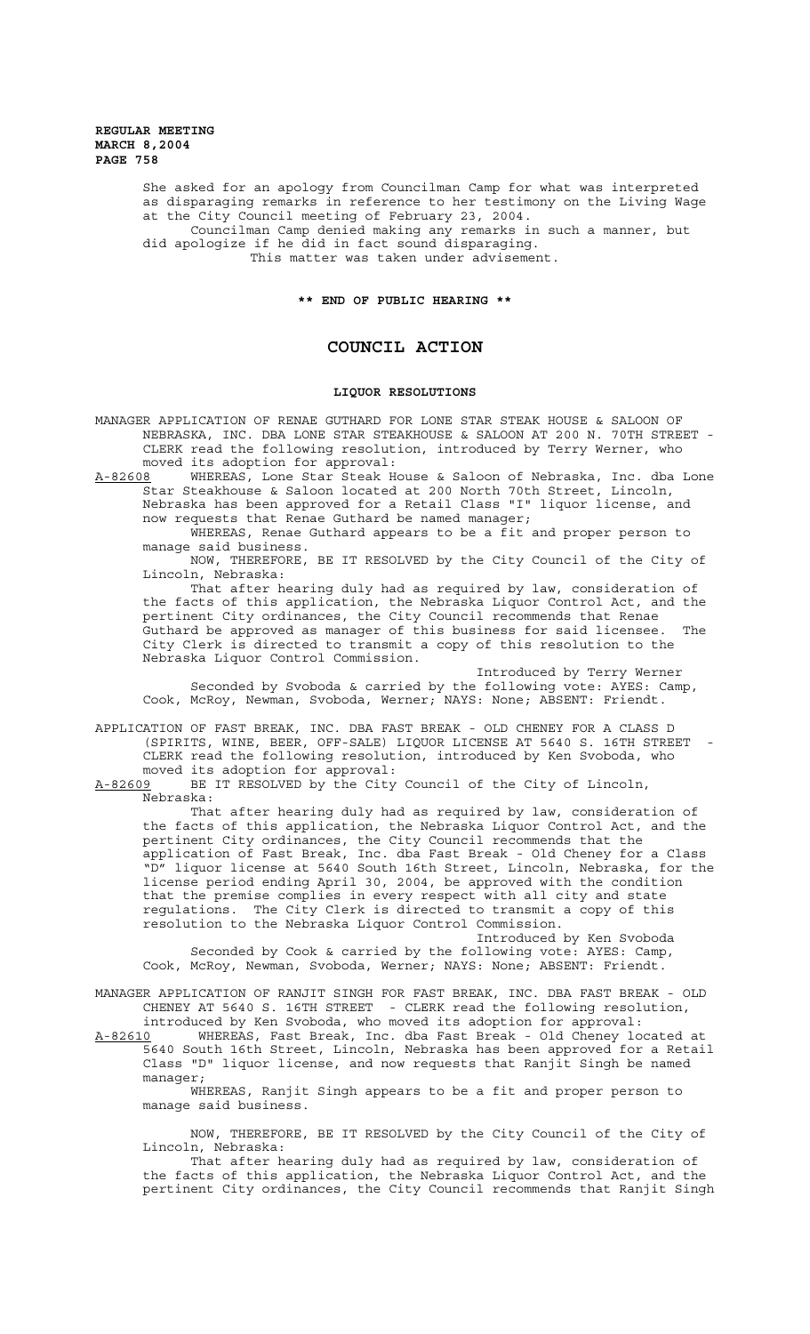She asked for an apology from Councilman Camp for what was interpreted as disparaging remarks in reference to her testimony on the Living Wage at the City Council meeting of February 23, 2004.

Councilman Camp denied making any remarks in such a manner, but did apologize if he did in fact sound disparaging.

This matter was taken under advisement.

**\*\* END OF PUBLIC HEARING \*\***

# COUNCIL ACTION

## LIQUOR RESOLUTIONS

MANAGER APPLICATION OF RENAE GUTHARD FOR LONE STAR STEAK HOUSE & SALOON OF NEBRASKA, INC. DBA LONE STAR STEAKHOUSE & SALOON AT 200 N. 70TH STREET - CLERK read the following resolution, introduced by Terry Werner, who moved its adoption for approval:

A-82608 WHEREAS, Lone Star Steak House & Saloon of Nebraska, Inc. dba Lone Star Steakhouse & Saloon located at 200 North 70th Street, Lincoln, Nebraska has been approved for a Retail Class "I" liquor license, and now requests that Renae Guthard be named manager;

WHEREAS, Renae Guthard appears to be a fit and proper person to manage said business.

NOW, THEREFORE, BE IT RESOLVED by the City Council of the City of Lincoln, Nebraska:

That after hearing duly had as required by law, consideration of the facts of this application, the Nebraska Liquor Control Act, and the pertinent City ordinances, the City Council recommends that Renae Guthard be approved as manager of this business for said licensee. The City Clerk is directed to transmit a copy of this resolution to the Nebraska Liquor Control Commission.

Introduced by Terry Werner

Seconded by Svoboda & carried by the following vote: AYES: Camp, Cook, McRoy, Newman, Svoboda, Werner; NAYS: None; ABSENT: Friendt.

APPLICATION OF FAST BREAK, INC. DBA FAST BREAK - OLD CHENEY FOR A CLASS D (SPIRITS, WINE, BEER, OFF-SALE) LIQUOR LICENSE AT 5640 S. 16TH STREET - CLERK read the following resolution, introduced by Ken Svoboda, who moved its adoption for approval:

A-82609 BE IT RESOLVED by the City Council of the City of Lincoln, Nebraska:

That after hearing duly had as required by law, consideration of the facts of this application, the Nebraska Liquor Control Act, and the pertinent City ordinances, the City Council recommends that the application of Fast Break, Inc. dba Fast Break - Old Cheney for a Class "D" liquor license at 5640 South 16th Street, Lincoln, Nebraska, for the license period ending April 30, 2004, be approved with the condition that the premise complies in every respect with all city and state regulations. The City Clerk is directed to transmit a copy of this resolution to the Nebraska Liquor Control Commission.

Introduced by Ken Svoboda

Seconded by Cook & carried by the following vote: AYES: Camp, Cook, McRoy, Newman, Svoboda, Werner; NAYS: None; ABSENT: Friendt.

MANAGER APPLICATION OF RANJIT SINGH FOR FAST BREAK, INC. DBA FAST BREAK - OLD CHENEY AT 5640 S. 16TH STREET - CLERK read the following resolution, introduced by Ken Svoboda, who moved its adoption for approval:

A-82610 WHEREAS, Fast Break, Inc. dba Fast Break - Old Cheney located at 5640 South 16th Street, Lincoln, Nebraska has been approved for a Retail Class "D" liquor license, and now requests that Ranjit Singh be named manager;

WHEREAS, Ranjit Singh appears to be a fit and proper person to manage said business.

NOW, THEREFORE, BE IT RESOLVED by the City Council of the City of Lincoln, Nebraska:

That after hearing duly had as required by law, consideration of the facts of this application, the Nebraska Liquor Control Act, and the pertinent City ordinances, the City Council recommends that Ranjit Singh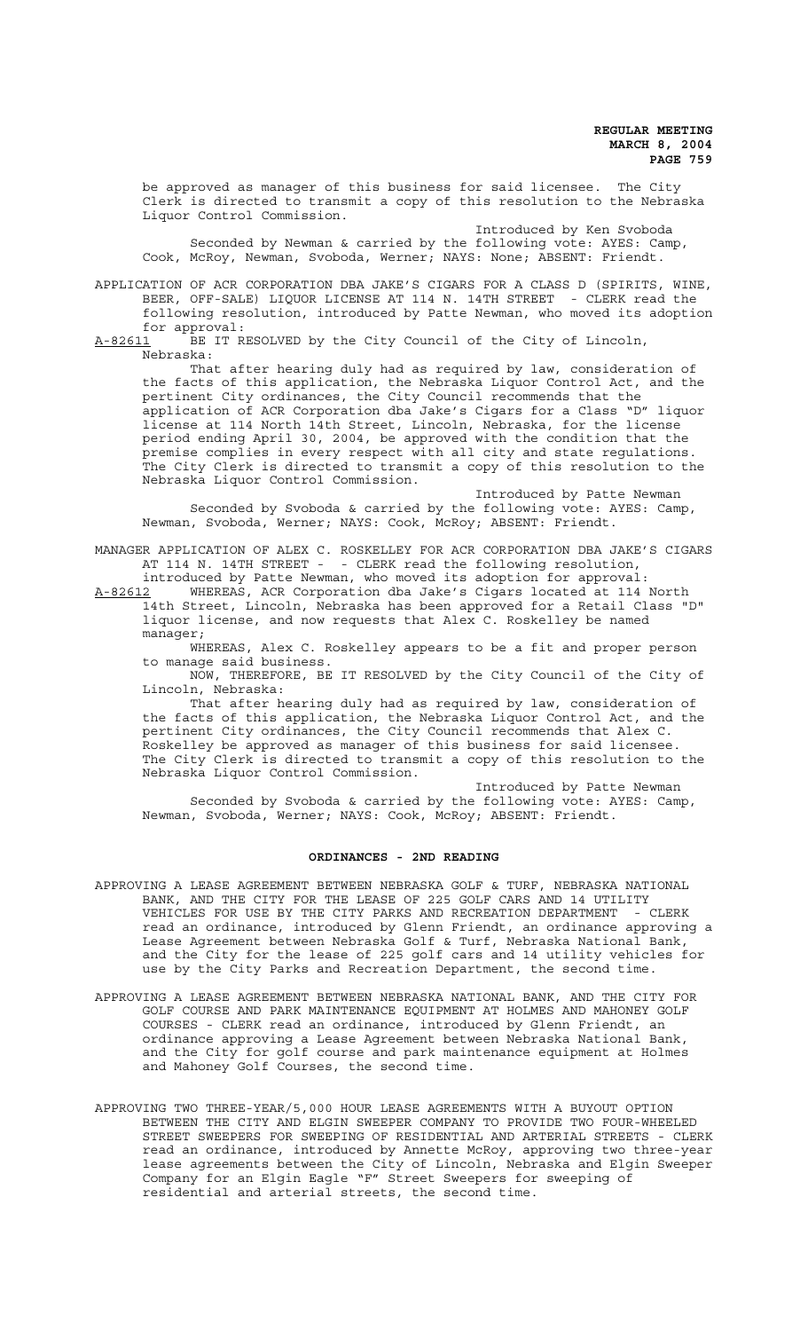be approved as manager of this business for said licensee. The City Clerk is directed to transmit a copy of this resolution to the Nebraska Liquor Control Commission.

Introduced by Ken Svoboda

Seconded by Newman & carried by the following vote: AYES: Camp, Cook, McRoy, Newman, Svoboda, Werner; NAYS: None; ABSENT: Friendt.

APPLICATION OF ACR CORPORATION DBA JAKE'S CIGARS FOR A CLASS D (SPIRITS, WINE, BEER, OFF-SALE) LIQUOR LICENSE AT 114 N. 14TH STREET - CLERK read the following resolution, introduced by Patte Newman, who moved its adoption for approval:

A-82611 BE IT RESOLVED by the City Council of the City of Lincoln, Nebraska:

That after hearing duly had as required by law, consideration of the facts of this application, the Nebraska Liquor Control Act, and the pertinent City ordinances, the City Council recommends that the application of ACR Corporation dba Jake's Cigars for a Class "D" liquor license at 114 North 14th Street, Lincoln, Nebraska, for the license period ending April 30, 2004, be approved with the condition that the premise complies in every respect with all city and state regulations. The City Clerk is directed to transmit a copy of this resolution to the Nebraska Liquor Control Commission.

Introduced by Patte Newman

Seconded by Svoboda & carried by the following vote: AYES: Camp, Newman, Svoboda, Werner; NAYS: Cook, McRoy; ABSENT: Friendt.

MANAGER APPLICATION OF ALEX C. ROSKELLEY FOR ACR CORPORATION DBA JAKE'S CIGARS AT 114 N. 14TH STREET - - CLERK read the following resolution, introduced by Patte Newman, who moved its adoption for approval:

A-82612 WHEREAS, ACR Corporation dba Jake's Cigars located at 114 North 14th Street, Lincoln, Nebraska has been approved for a Retail Class "D" liquor license, and now requests that Alex C. Roskelley be named manager;

WHEREAS, Alex C. Roskelley appears to be a fit and proper person to manage said business.

NOW, THEREFORE, BE IT RESOLVED by the City Council of the City of Lincoln, Nebraska:

That after hearing duly had as required by law, consideration of the facts of this application, the Nebraska Liquor Control Act, and the pertinent City ordinances, the City Council recommends that Alex C. Roskelley be approved as manager of this business for said licensee. The City Clerk is directed to transmit a copy of this resolution to the Nebraska Liquor Control Commission.

Introduced by Patte Newman

Seconded by Svoboda & carried by the following vote: AYES: Camp, Newman, Svoboda, Werner; NAYS: Cook, McRoy; ABSENT: Friendt.

## ORDINANCES - 2ND READING

APPROVING A LEASE AGREEMENT BETWEEN NEBRASKA GOLF & TURF, NEBRASKA NATIONAL BANK, AND THE CITY FOR THE LEASE OF 225 GOLF CARS AND 14 UTILITY VEHICLES FOR USE BY THE CITY PARKS AND RECREATION DEPARTMENT - CLERK read an ordinance, introduced by Glenn Friendt, an ordinance approving a Lease Agreement between Nebraska Golf & Turf, Nebraska National Bank, and the City for the lease of 225 golf cars and 14 utility vehicles for use by the City Parks and Recreation Department, the second time.

APPROVING A LEASE AGREEMENT BETWEEN NEBRASKA NATIONAL BANK, AND THE CITY FOR GOLF COURSE AND PARK MAINTENANCE EQUIPMENT AT HOLMES AND MAHONEY GOLF COURSES - CLERK read an ordinance, introduced by Glenn Friendt, an ordinance approving a Lease Agreement between Nebraska National Bank, and the City for golf course and park maintenance equipment at Holmes and Mahoney Golf Courses, the second time.

APPROVING TWO THREE-YEAR/5,000 HOUR LEASE AGREEMENTS WITH A BUYOUT OPTION BETWEEN THE CITY AND ELGIN SWEEPER COMPANY TO PROVIDE TWO FOUR-WHEELED STREET SWEEPERS FOR SWEEPING OF RESIDENTIAL AND ARTERIAL STREETS - CLERK read an ordinance, introduced by Annette McRoy, approving two three-year lease agreements between the City of Lincoln, Nebraska and Elgin Sweeper Company for an Elgin Eagle "F" Street Sweepers for sweeping of residential and arterial streets, the second time.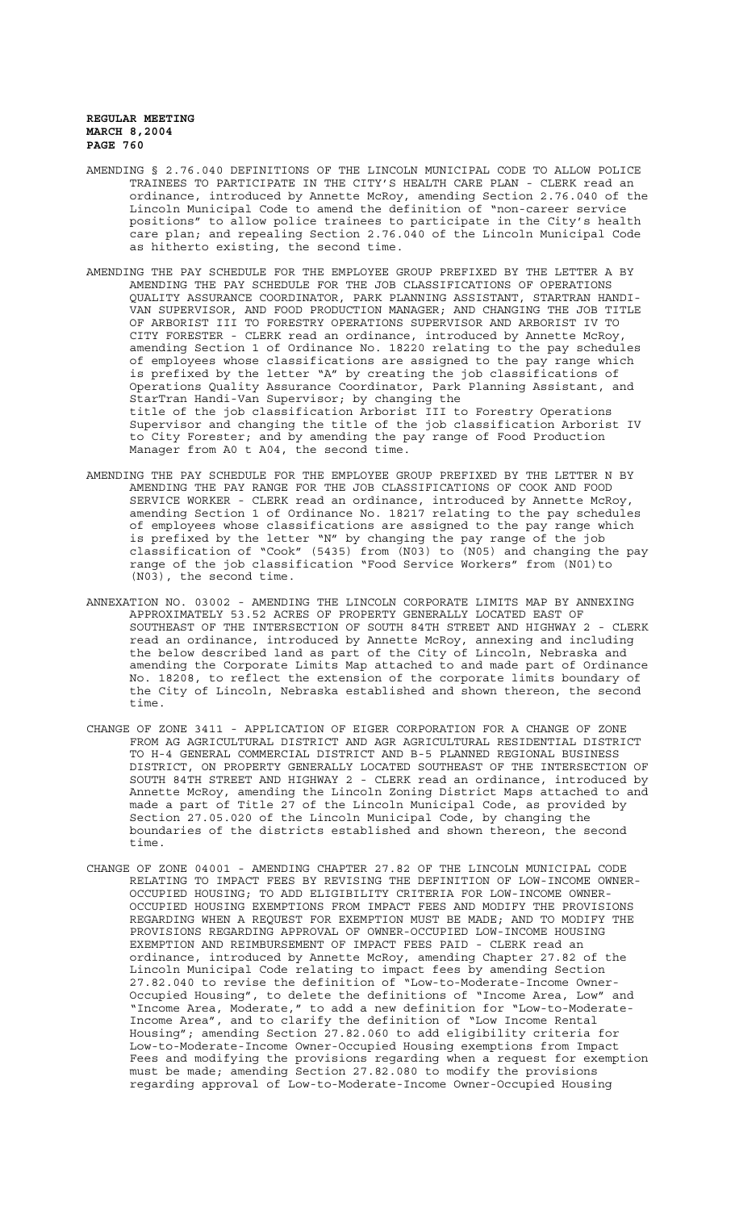AMENDING § 2.76.040 DEFINITIONS OF THE LINCOLN MUNICIPAL CODE TO ALLOW POLICE TRAINEES TO PARTICIPATE IN THE CITY'S HEALTH CARE PLAN - CLERK read an ordinance, introduced by Annette McRoy, amending Section 2.76.040 of the Lincoln Municipal Code to amend the definition of "non-career service positions" to allow police trainees to participate in the City's health care plan; and repealing Section 2.76.040 of the Lincoln Municipal Code as hitherto existing, the second time.

AMENDING THE PAY SCHEDULE FOR THE EMPLOYEE GROUP PREFIXED BY THE LETTER A BY AMENDING THE PAY SCHEDULE FOR THE JOB CLASSIFICATIONS OF OPERATIONS QUALITY ASSURANCE COORDINATOR, PARK PLANNING ASSISTANT, STARTRAN HANDI-VAN SUPERVISOR, AND FOOD PRODUCTION MANAGER; AND CHANGING THE JOB TITLE OF ARBORIST III TO FORESTRY OPERATIONS SUPERVISOR AND ARBORIST IV TO CITY FORESTER - CLERK read an ordinance, introduced by Annette McRoy, amending Section 1 of Ordinance No. 18220 relating to the pay schedules of employees whose classifications are assigned to the pay range which is prefixed by the letter "A" by creating the job classifications of Operations Quality Assurance Coordinator, Park Planning Assistant, and StarTran Handi-Van Supervisor; by changing the title of the job classification Arborist III to Forestry Operations Supervisor and changing the title of the job classification Arborist IV to City Forester; and by amending the pay range of Food Production Manager from A0 t A04, the second time.

AMENDING THE PAY SCHEDULE FOR THE EMPLOYEE GROUP PREFIXED BY THE LETTER N BY AMENDING THE PAY RANGE FOR THE JOB CLASSIFICATIONS OF COOK AND FOOD SERVICE WORKER - CLERK read an ordinance, introduced by Annette McRoy, amending Section 1 of Ordinance No. 18217 relating to the pay schedules of employees whose classifications are assigned to the pay range which is prefixed by the letter "N" by changing the pay range of the job classification of "Cook" (5435) from (N03) to (N05) and changing the pay range of the job classification "Food Service Workers" from (N01)to (N03), the second time.

ANNEXATION NO. 03002 - AMENDING THE LINCOLN CORPORATE LIMITS MAP BY ANNEXING APPROXIMATELY 53.52 ACRES OF PROPERTY GENERALLY LOCATED EAST OF SOUTHEAST OF THE INTERSECTION OF SOUTH 84TH STREET AND HIGHWAY 2 - CLERK read an ordinance, introduced by Annette McRoy, annexing and including the below described land as part of the City of Lincoln, Nebraska and amending the Corporate Limits Map attached to and made part of Ordinance No. 18208, to reflect the extension of the corporate limits boundary of the City of Lincoln, Nebraska established and shown thereon, the second time.

CHANGE OF ZONE 3411 - APPLICATION OF EIGER CORPORATION FOR A CHANGE OF ZONE FROM AG AGRICULTURAL DISTRICT AND AGR AGRICULTURAL RESIDENTIAL DISTRICT TO H-4 GENERAL COMMERCIAL DISTRICT AND B-5 PLANNED REGIONAL BUSINESS DISTRICT, ON PROPERTY GENERALLY LOCATED SOUTHEAST OF THE INTERSECTION OF SOUTH 84TH STREET AND HIGHWAY 2 - CLERK read an ordinance, introduced by Annette McRoy, amending the Lincoln Zoning District Maps attached to and made a part of Title 27 of the Lincoln Municipal Code, as provided by Section 27.05.020 of the Lincoln Municipal Code, by changing the boundaries of the districts established and shown thereon, the second time.

CHANGE OF ZONE 04001 - AMENDING CHAPTER 27.82 OF THE LINCOLN MUNICIPAL CODE RELATING TO IMPACT FEES BY REVISING THE DEFINITION OF LOW-INCOME OWNER-OCCUPIED HOUSING; TO ADD ELIGIBILITY CRITERIA FOR LOW-INCOME OWNER-OCCUPIED HOUSING EXEMPTIONS FROM IMPACT FEES AND MODIFY THE PROVISIONS REGARDING WHEN A REQUEST FOR EXEMPTION MUST BE MADE; AND TO MODIFY THE PROVISIONS REGARDING APPROVAL OF OWNER-OCCUPIED LOW-INCOME HOUSING EXEMPTION AND REIMBURSEMENT OF IMPACT FEES PAID - CLERK read an ordinance, introduced by Annette McRoy, amending Chapter 27.82 of the Lincoln Municipal Code relating to impact fees by amending Section 27.82.040 to revise the definition of "Low-to-Moderate-Income Owner-Occupied Housing", to delete the definitions of "Income Area, Low" and "Income Area, Moderate," to add a new definition for "Low-to-Moderate-Income Area", and to clarify the definition of "Low Income Rental Housing"; amending Section 27.82.060 to add eligibility criteria for Low-to-Moderate-Income Owner-Occupied Housing exemptions from Impact Fees and modifying the provisions regarding when a request for exemption must be made; amending Section 27.82.080 to modify the provisions regarding approval of Low-to-Moderate-Income Owner-Occupied Housing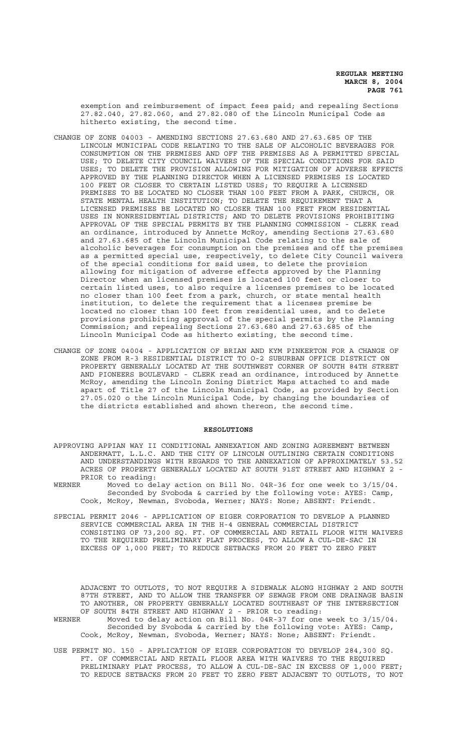exemption and reimbursement of impact fees paid; and repealing Sections 27.82.040, 27.82.060, and 27.82.080 of the Lincoln Municipal Code as hitherto existing, the second time.

CHANGE OF ZONE 04003 - AMENDING SECTIONS 27.63.680 AND 27.63.685 OF THE LINCOLN MUNICIPAL CODE RELATING TO THE SALE OF ALCOHOLIC BEVERAGES FOR CONSUMPTION ON THE PREMISES AND OFF THE PREMISES AS A PERMITTED SPECIAL USE; TO DELETE CITY COUNCIL WAIVERS OF THE SPECIAL CONDITIONS FOR SAID USES; TO DELETE THE PROVISION ALLOWING FOR MITIGATION OF ADVERSE EFFECTS APPROVED BY THE PLANNING DIRECTOR WHEN A LICENSED PREMISES IS LOCATED 100 FEET OR CLOSER TO CERTAIN LISTED USES; TO REQUIRE A LICENSED PREMISES TO BE LOCATED NO CLOSER THAN 100 FEET FROM A PARK, CHURCH, OR STATE MENTAL HEALTH INSTITUTION; TO DELETE THE REQUIREMENT THAT A LICENSED PREMISES BE LOCATED NO CLOSER THAN 100 FEET FROM RESIDENTIAL USES IN NONRESIDENTIAL DISTRICTS; AND TO DELETE PROVISIONS PROHIBITING APPROVAL OF THE SPECIAL PERMITS BY THE PLANNING COMMISSION - CLERK read an ordinance, introduced by Annette McRoy, amending Sections 27.63.680 and 27.63.685 of the Lincoln Municipal Code relating to the sale of alcoholic beverages for consumption on the premises and off the premises as a permitted special use, respectively, to delete City Council waivers of the special conditions for said uses, to delete the provision allowing for mitigation of adverse effects approved by the Planning Director when an licensed premises is located 100 feet or closer to certain listed uses, to also require a licenses premises to be located no closer than 100 feet from a park, church, or state mental health institution, to delete the requirement that a licenses premise be located no closer than 100 feet from residential uses, and to delete provisions prohibiting approval of the special permits by the Planning Commission; and repealing Sections 27.63.680 and 27.63.685 of the Lincoln Municipal Code as hitherto existing, the second time.

CHANGE OF ZONE 04004 - APPLICATION OF BRIAN AND KYM PINKERTON FOR A CHANGE OF ZONE FROM R-3 RESIDENTIAL DISTRICT TO O-2 SUBURBAN OFFICE DISTRICT ON PROPERTY GENERALLY LOCATED AT THE SOUTHWEST CORNER OF SOUTH 84TH STREET AND PIONEERS BOULEVARD - CLERK read an ordinance, introduced by Annette McRoy, amending the Lincoln Zoning District Maps attached to and made apart of Title 27 of the Lincoln Municipal Code, as provided by Section 27.05.020 o the Lincoln Municipal Code, by changing the boundaries of the districts established and shown thereon, the second time.

## RESOLUTIONS

APPROVING APPIAN WAY II CONDITIONAL ANNEXATION AND ZONING AGREEMENT BETWEEN ANDERMATT, L.L.C. AND THE CITY OF LINCOLN OUTLINING CERTAIN CONDITIONS AND UNDERSTANDINGS WITH REGARDS TO THE ANNEXATION OF APPROXIMATELY 53.52 ACRES OF PROPERTY GENERALLY LOCATED AT SOUTH 91ST STREET AND HIGHWAY 2 - PRIOR to reading:

WERNER Moved to delay action on Bill No. 04R-36 for one week to 3/15/04. Seconded by Svoboda & carried by the following vote: AYES: Camp, Cook, McRoy, Newman, Svoboda, Werner; NAYS: None; ABSENT: Friendt.

SPECIAL PERMIT 2046 - APPLICATION OF EIGER CORPORATION TO DEVELOP A PLANNED SERVICE COMMERCIAL AREA IN THE H-4 GENERAL COMMERCIAL DISTRICT CONSISTING OF 73,200 SQ. FT. OF COMMERCIAL AND RETAIL FLOOR WITH WAIVERS TO THE REQUIRED PRELIMINARY PLAT PROCESS, TO ALLOW A CUL-DE-SAC IN EXCESS OF 1,000 FEET; TO REDUCE SETBACKS FROM 20 FEET TO ZERO FEET ADJACENT TO OUTLOTS, TO NOT REQUIRE A SIDEWALK ALONG HIGHWAY 2 AND SOUTH 87TH STREET, AND TO ALLOW THE TRANSFER OF SEWAGE FROM ONE DRAINAGE BASIN TO ANOTHER, ON PROPERTY GENERALLY LOCATED SOUTHEAST OF THE INTERSECTION OF SOUTH 84TH STREET AND HIGHWAY 2 - PRIOR to reading:

WERNER Moved to delay action on Bill No. 04R-37 for one week to 3/15/04. Seconded by Svoboda & carried by the following vote: AYES: Camp, Cook, McRoy, Newman, Svoboda, Werner; NAYS: None; ABSENT: Friendt.

USE PERMIT NO. 150 - APPLICATION OF EIGER CORPORATION TO DEVELOP 284,300 SQ. FT. OF COMMERCIAL AND RETAIL FLOOR AREA WITH WAIVERS TO THE REQUIRED PRELIMINARY PLAT PROCESS, TO ALLOW A CUL-DE-SAC IN EXCESS OF 1,000 FEET; TO REDUCE SETBACKS FROM 20 FEET TO ZERO FEET ADJACENT TO OUTLOTS, TO NOT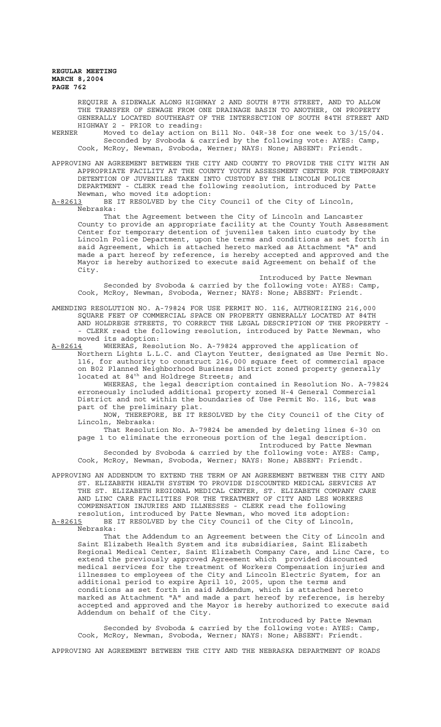REQUIRE A SIDEWALK ALONG HIGHWAY 2 AND SOUTH 87TH STREET, AND TO ALLOW THE TRANSFER OF SEWAGE FROM ONE DRAINAGE BASIN TO ANOTHER, ON PROPERTY GENERALLY LOCATED SOUTHEAST OF THE INTERSECTION OF SOUTH 84TH STREET AND HIGHWAY 2 - PRIOR to reading:

WERNER Moved to delay action on Bill No. 04R-38 for one week to 3/15/04. Seconded by Svoboda & carried by the following vote: AYES: Camp, Cook, McRoy, Newman, Svoboda, Werner; NAYS: None; ABSENT: Friendt.

APPROVING AN AGREEMENT BETWEEN THE CITY AND COUNTY TO PROVIDE THE CITY WITH AN APPROPRIATE FACILITY AT THE COUNTY YOUTH ASSESSMENT CENTER FOR TEMPORARY DETENTION OF JUVENILES TAKEN INTO CUSTODY BY THE LINCOLN POLICE DEPARTMENT - CLERK read the following resolution, introduced by Patte Newman, who moved its adoption:

A-82613 BE IT RESOLVED by the City Council of the City of Lincoln, Nebraska:

That the Agreement between the City of Lincoln and Lancaster County to provide an appropriate facility at the County Youth Assessment Center for temporary detention of juveniles taken into custody by the Lincoln Police Department, upon the terms and conditions as set forth in said Agreement, which is attached hereto marked as Attachment "A" and made a part hereof by reference, is hereby accepted and approved and the Mayor is hereby authorized to execute said Agreement on behalf of the City.

Introduced by Patte Newman

Seconded by Svoboda & carried by the following vote: AYES: Camp, Cook, McRoy, Newman, Svoboda, Werner; NAYS: None; ABSENT: Friendt.

AMENDING RESOLUTION NO. A-79824 FOR USE PERMIT NO. 116, AUTHORIZING 216,000 SQUARE FEET OF COMMERCIAL SPACE ON PROPERTY GENERALLY LOCATED AT 84TH AND HOLDREGE STREETS, TO CORRECT THE LEGAL DESCRIPTION OF THE PROPERTY - - CLERK read the following resolution, introduced by Patte Newman, who moved its adoption:

A-82614 WHEREAS, Resolution No. A-79824 approved the application of Northern Lights L.L.C. and Clayton Yeutter, designated as Use Permit No. 116, for authority to construct 216,000 square feet of commercial space on B02 Planned Neighborhood Business District zoned property generally located at 84th and Holdrege Streets; and

WHEREAS, the legal description contained in Resolution No. A-79824 erroneously included additional property zoned H-4 General Commercial District and not within the boundaries of Use Permit No. 116, but was part of the preliminary plat.

NOW, THEREFORE, BE IT RESOLVED by the City Council of the City of Lincoln, Nebraska:

That Resolution No. A-79824 be amended by deleting lines 6-30 on page 1 to eliminate the erroneous portion of the legal description.

Introduced by Patte Newman

Seconded by Svoboda & carried by the following vote: AYES: Camp, Cook, McRoy, Newman, Svoboda, Werner; NAYS: None; ABSENT: Friendt.

APPROVING AN ADDENDUM TO EXTEND THE TERM OF AN AGREEMENT BETWEEN THE CITY AND ST. ELIZABETH HEALTH SYSTEM TO PROVIDE DISCOUNTED MEDICAL SERVICES AT THE ST. ELIZABETH REGIONAL MEDICAL CENTER, ST. ELIZABETH COMPANY CARE AND LINC CARE FACILITIES FOR THE TREATMENT OF CITY AND LES WORKERS COMPENSATION INJURIES AND ILLNESSES - CLERK read the following resolution, introduced by Patte Newman, who moved its adoption:

A-82615 BE IT RESOLVED by the City Council of the City of Lincoln, Nebraska:

That the Addendum to an Agreement between the City of Lincoln and Saint Elizabeth Health System and its subsidiaries, Saint Elizabeth Regional Medical Center, Saint Elizabeth Company Care, and Linc Care, to extend the previously approved Agreement which provided discounted medical services for the treatment of Workers Compensation injuries and illnesses to employees of the City and Lincoln Electric System, for an additional period to expire April 10, 2005, upon the terms and conditions as set forth in said Addendum, which is attached hereto marked as Attachment "A" and made a part hereof by reference, is hereby accepted and approved and the Mayor is hereby authorized to execute said Addendum on behalf of the City.

Introduced by Patte Newman

Seconded by Svoboda & carried by the following vote: AYES: Camp, Cook, McRoy, Newman, Svoboda, Werner; NAYS: None; ABSENT: Friendt.

APPROVING AN AGREEMENT BETWEEN THE CITY AND THE NEBRASKA DEPARTMENT OF ROADS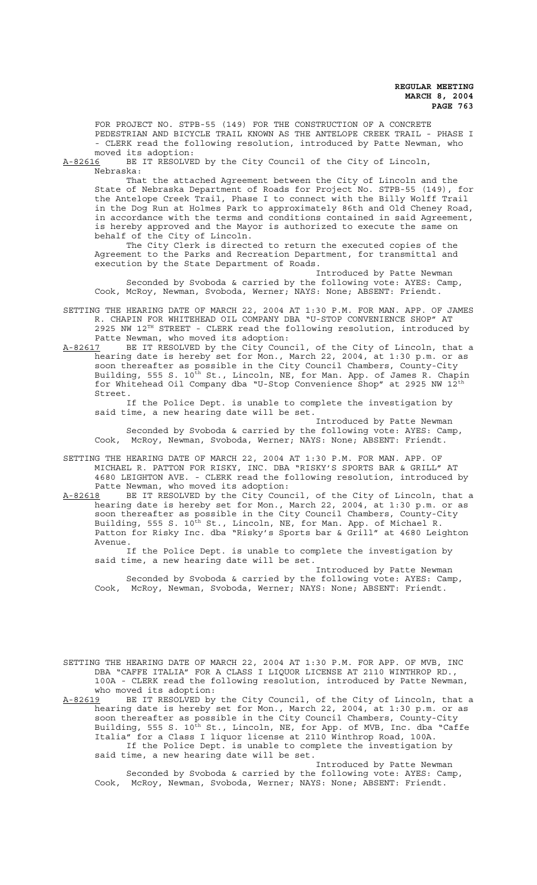FOR PROJECT NO. STPB-55 (149) FOR THE CONSTRUCTION OF A CONCRETE PEDESTRIAN AND BICYCLE TRAIL KNOWN AS THE ANTELOPE CREEK TRAIL - PHASE I - CLERK read the following resolution, introduced by Patte Newman, who moved its adoption:

A-82616 BE IT RESOLVED by the City Council of the City of Lincoln, Nebraska:

That the attached Agreement between the City of Lincoln and the State of Nebraska Department of Roads for Project No. STPB-55 (149), for the Antelope Creek Trail, Phase I to connect with the Billy Wolff Trail in the Dog Run at Holmes Park to approximately 86th and Old Cheney Road, in accordance with the terms and conditions contained in said Agreement, is hereby approved and the Mayor is authorized to execute the same on behalf of the City of Lincoln.

The City Clerk is directed to return the executed copies of the Agreement to the Parks and Recreation Department, for transmittal and execution by the State Department of Roads.

Introduced by Patte Newman

Seconded by Svoboda & carried by the following vote: AYES: Camp, Cook, McRoy, Newman, Svoboda, Werner; NAYS: None; ABSENT: Friendt.

SETTING THE HEARING DATE OF MARCH 22, 2004 AT 1:30 P.M. FOR MAN. APP. OF JAMES R. CHAPIN FOR WHITEHEAD OIL COMPANY DBA "U-STOP CONVENIENCE SHOP" AT 2925 NW 12TH STREET - CLERK read the following resolution, introduced by Patte Newman, who moved its adoption:

A-82617 BE IT RESOLVED by the City Council, of the City of Lincoln, that a hearing date is hereby set for Mon., March 22, 2004, at 1:30 p.m. or as soon thereafter as possible in the City Council Chambers, County-City Building, 555 S. 10th St., Lincoln, NE, for Man. App. of James R. Chapin for Whitehead Oil Company dba "U-Stop Convenience Shop" at 2925 NW 12th Street.

If the Police Dept. is unable to complete the investigation by said time, a new hearing date will be set.

Introduced by Patte Newman

Seconded by Svoboda & carried by the following vote: AYES: Camp, Cook, McRoy, Newman, Svoboda, Werner; NAYS: None; ABSENT: Friendt.

SETTING THE HEARING DATE OF MARCH 22, 2004 AT 1:30 P.M. FOR MAN. APP. OF MICHAEL R. PATTON FOR RISKY, INC. DBA "RISKY'S SPORTS BAR & GRILL" AT 4680 LEIGHTON AVE. - CLERK read the following resolution, introduced by Patte Newman, who moved its adoption:

A-82618 BE IT RESOLVED by the City Council, of the City of Lincoln, that a hearing date is hereby set for Mon., March 22, 2004, at 1:30 p.m. or as soon thereafter as possible in the City Council Chambers, County-City Building, 555 S. 10th St., Lincoln, NE, for Man. App. of Michael R. Patton for Risky Inc. dba "Risky's Sports bar & Grill" at 4680 Leighton Avenue.

If the Police Dept. is unable to complete the investigation by said time, a new hearing date will be set.

Introduced by Patte Newman

Seconded by Svoboda & carried by the following vote: AYES: Camp, Cook, McRoy, Newman, Svoboda, Werner; NAYS: None; ABSENT: Friendt.

SETTING THE HEARING DATE OF MARCH 22, 2004 AT 1:30 P.M. FOR APP. OF MVB, INC DBA "CAFFE ITALIA" FOR A CLASS I LIQUOR LICENSE AT 2110 WINTHROP RD., 100A - CLERK read the following resolution, introduced by Patte Newman, who moved its adoption:

A-82619 BE IT RESOLVED by the City Council, of the City of Lincoln, that a hearing date is hereby set for Mon., March 22, 2004, at 1:30 p.m. or as soon thereafter as possible in the City Council Chambers, County-City Building, 555 S. 10th St., Lincoln, NE, for App. of MVB, Inc. dba "Caffe Italia" for a Class I liquor license at 2110 Winthrop Road, 100A.

If the Police Dept. is unable to complete the investigation by said time, a new hearing date will be set.

Introduced by Patte Newman

Seconded by Svoboda & carried by the following vote: AYES: Camp, Cook, McRoy, Newman, Svoboda, Werner; NAYS: None; ABSENT: Friendt.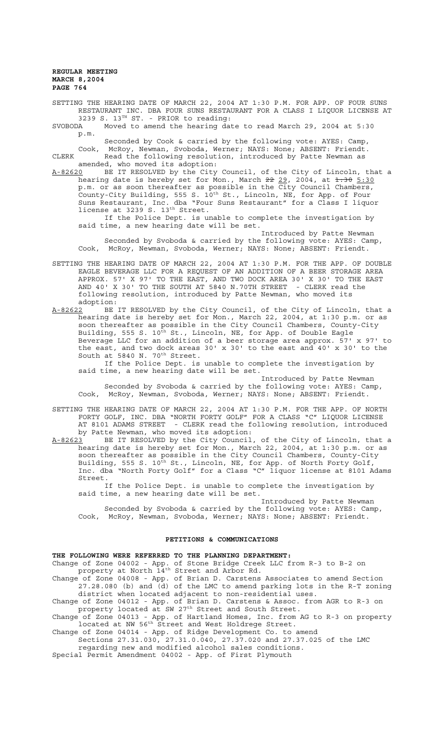SETTING THE HEARING DATE OF MARCH 22, 2004 AT 1:30 P.M. FOR APP. OF FOUR SUNS RESTAURANT INC. DBA FOUR SUNS RESTAURANT FOR A CLASS I LIQUOR LICENSE AT 3239 S. 13TH ST. - PRIOR to reading:

SVOBODA Moved to amend the hearing date to read March 29, 2004 at 5:30 p.m.

Seconded by Cook & carried by the following vote: AYES: Camp, Cook, McRoy, Newman, Svoboda, Werner; NAYS: None; ABSENT: Friendt.

CLERK Read the following resolution, introduced by Patte Newman as amended, who moved its adoption:

A-82620 BE IT RESOLVED by the City Council, of the City of Lincoln, that a hearing date is hereby set for Mon., March ~~22~~ 29, 2004, at ~~1:30~~ 5:30 p.m. or as soon thereafter as possible in the City Council Chambers, County-City Building, 555 S. 10th St., Lincoln, NE, for App. of Four Suns Restaurant, Inc. dba "Four Suns Restaurant" for a Class I liquor license at 3239 S. 13th Street.

If the Police Dept. is unable to complete the investigation by said time, a new hearing date will be set.

Introduced by Patte Newman

Seconded by Svoboda & carried by the following vote: AYES: Camp, Cook, McRoy, Newman, Svoboda, Werner; NAYS: None; ABSENT: Friendt.

SETTING THE HEARING DATE OF MARCH 22, 2004 AT 1:30 P.M. FOR THE APP. OF DOUBLE EAGLE BEVERAGE LLC FOR A REQUEST OF AN ADDITION OF A BEER STORAGE AREA APPROX. 57' X 97' TO THE EAST, AND TWO DOCK AREA 30' X 30' TO THE EAST AND 40' X 30' TO THE SOUTH AT 5840 N.70TH STREET - CLERK read the following resolution, introduced by Patte Newman, who moved its adoption:

A-82622 BE IT RESOLVED by the City Council, of the City of Lincoln, that a hearing date is hereby set for Mon., March 22, 2004, at 1:30 p.m. or as soon thereafter as possible in the City Council Chambers, County-City Building, 555 S. 10th St., Lincoln, NE, for App. of Double Eagle Beverage LLC for an addition of a beer storage area approx. 57' x 97' to the east, and two dock areas 30' x 30' to the east and 40' x 30' to the South at 5840 N. 70th Street.

If the Police Dept. is unable to complete the investigation by said time, a new hearing date will be set.

Introduced by Patte Newman

Seconded by Svoboda & carried by the following vote: AYES: Camp, Cook, McRoy, Newman, Svoboda, Werner; NAYS: None; ABSENT: Friendt.

SETTING THE HEARING DATE OF MARCH 22, 2004 AT 1:30 P.M. FOR THE APP. OF NORTH FORTY GOLF, INC. DBA "NORTH FORTY GOLF" FOR A CLASS "C" LIQUOR LICENSE AT 8101 ADAMS STREET - CLERK read the following resolution, introduced by Patte Newman, who moved its adoption:

A-82623 BE IT RESOLVED by the City Council, of the City of Lincoln, that a hearing date is hereby set for Mon., March 22, 2004, at 1:30 p.m. or as soon thereafter as possible in the City Council Chambers, County-City Building, 555 S. 10th St., Lincoln, NE, for App. of North Forty Golf, Inc. dba "North Forty Golf" for a Class "C" liquor license at 8101 Adams Street.

If the Police Dept. is unable to complete the investigation by said time, a new hearing date will be set.

Introduced by Patte Newman

Seconded by Svoboda & carried by the following vote: AYES: Camp, Cook, McRoy, Newman, Svoboda, Werner; NAYS: None; ABSENT: Friendt.

## PETITIONS & COMMUNICATIONS

**THE FOLLOWING WERE REFERRED TO THE PLANNING DEPARTMENT:**

Change of Zone 04002 - App. of Stone Bridge Creek LLC from R-3 to B-2 on property at North 14th Street and Arbor Rd.

Change of Zone 04008 - App. of Brian D. Carstens Associates to amend Section 27.28.080 (b) and (d) of the LMC to amend parking lots in the R-T zoning district when located adjacent to non-residential uses.

Change of Zone 04012 - App. of Brian D. Carstens & Assoc. from AGR to R-3 on property located at SW 27th Street and South Street.

Change of Zone 04013 - App. of Hartland Homes, Inc. from AG to R-3 on property located at NW 56th Street and West Holdrege Street.

Change of Zone 04014 - App. of Ridge Development Co. to amend Sections 27.31.030, 27.31.0.040, 27.37.020 and 27.37.025 of the LMC regarding new and modified alcohol sales conditions.

Special Permit Amendment 04002 - App. of First Plymouth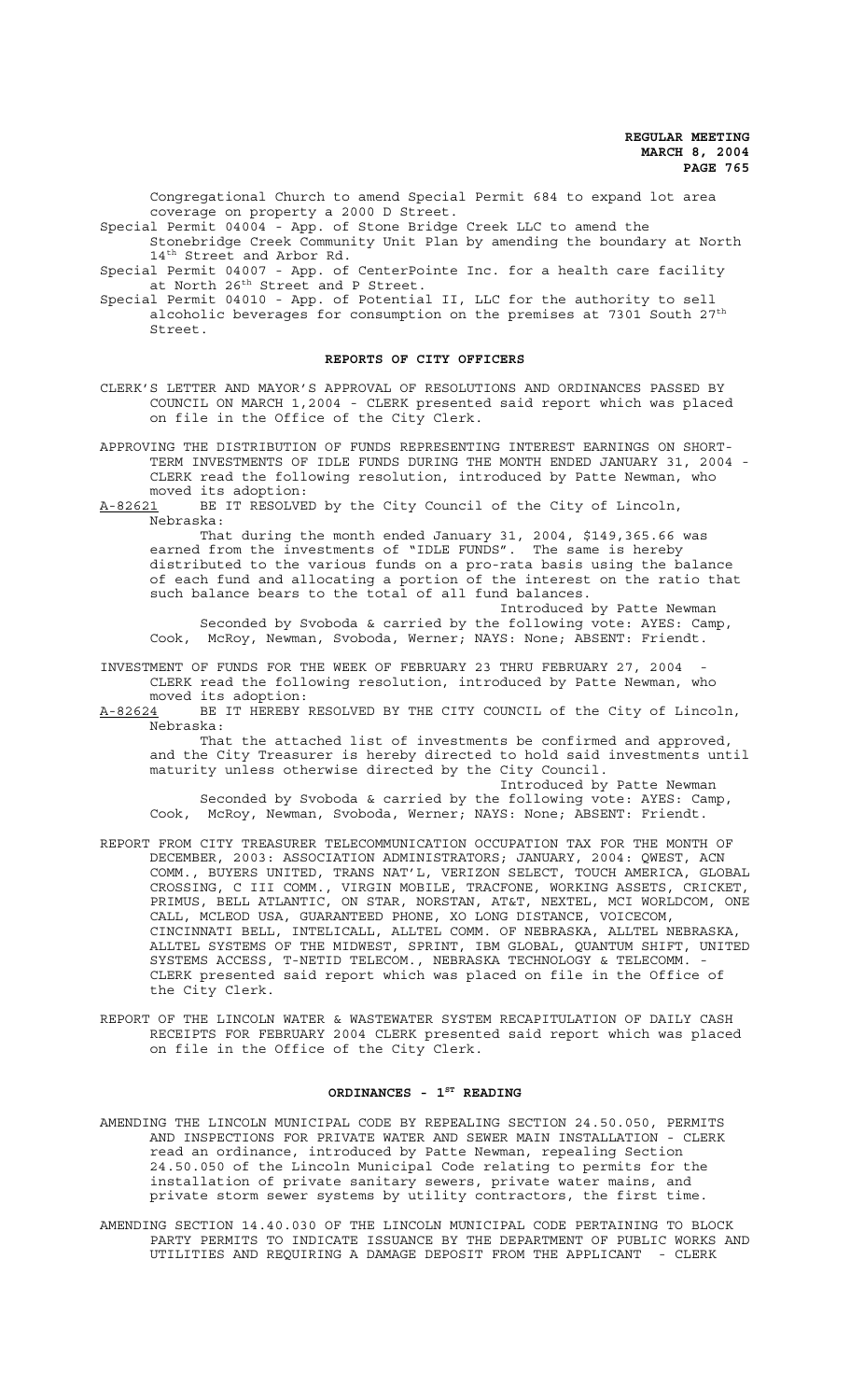Congregational Church to amend Special Permit 684 to expand lot area coverage on property a 2000 D Street.

Special Permit 04004 - App. of Stone Bridge Creek LLC to amend the Stonebridge Creek Community Unit Plan by amending the boundary at North 14th Street and Arbor Rd.

Special Permit 04007 - App. of CenterPointe Inc. for a health care facility at North 26th Street and P Street.

Special Permit 04010 - App. of Potential II, LLC for the authority to sell alcoholic beverages for consumption on the premises at 7301 South 27th Street.

## REPORTS OF CITY OFFICERS

CLERK'S LETTER AND MAYOR'S APPROVAL OF RESOLUTIONS AND ORDINANCES PASSED BY COUNCIL ON MARCH 1,2004 - CLERK presented said report which was placed on file in the Office of the City Clerk.

APPROVING THE DISTRIBUTION OF FUNDS REPRESENTING INTEREST EARNINGS ON SHORT-TERM INVESTMENTS OF IDLE FUNDS DURING THE MONTH ENDED JANUARY 31, 2004 - CLERK read the following resolution, introduced by Patte Newman, who moved its adoption:

A-82621 BE IT RESOLVED by the City Council of the City of Lincoln, Nebraska:

That during the month ended January 31, 2004, $149,365.66 was earned from the investments of "IDLE FUNDS". The same is hereby distributed to the various funds on a pro-rata basis using the balance of each fund and allocating a portion of the interest on the ratio that such balance bears to the total of all fund balances.

Introduced by Patte Newman

Seconded by Svoboda & carried by the following vote: AYES: Camp, Cook, McRoy, Newman, Svoboda, Werner; NAYS: None; ABSENT: Friendt.

INVESTMENT OF FUNDS FOR THE WEEK OF FEBRUARY 23 THRU FEBRUARY 27, 2004 - CLERK read the following resolution, introduced by Patte Newman, who moved its adoption:

A-82624 BE IT HEREBY RESOLVED BY THE CITY COUNCIL of the City of Lincoln, Nebraska:

That the attached list of investments be confirmed and approved, and the City Treasurer is hereby directed to hold said investments until maturity unless otherwise directed by the City Council.

Introduced by Patte Newman

Seconded by Svoboda & carried by the following vote: AYES: Camp, Cook, McRoy, Newman, Svoboda, Werner; NAYS: None; ABSENT: Friendt.

REPORT FROM CITY TREASURER TELECOMMUNICATION OCCUPATION TAX FOR THE MONTH OF DECEMBER, 2003: ASSOCIATION ADMINISTRATORS; JANUARY, 2004: QWEST, ACN COMM., BUYERS UNITED, TRANS NAT'L, VERIZON SELECT, TOUCH AMERICA, GLOBAL CROSSING, C III COMM., VIRGIN MOBILE, TRACFONE, WORKING ASSETS, CRICKET, PRIMUS, BELL ATLANTIC, ON STAR, NORSTAN, AT&T, NEXTEL, MCI WORLDCOM, ONE CALL, MCLEOD USA, GUARANTEED PHONE, XO LONG DISTANCE, VOICECOM, CINCINNATI BELL, INTELICALL, ALLTEL COMM. OF NEBRASKA, ALLTEL NEBRASKA, ALLTEL SYSTEMS OF THE MIDWEST, SPRINT, IBM GLOBAL, QUANTUM SHIFT, UNITED SYSTEMS ACCESS, T-NETID TELECOM., NEBRASKA TECHNOLOGY & TELECOMM. - CLERK presented said report which was placed on file in the Office of the City Clerk.

REPORT OF THE LINCOLN WATER & WASTEWATER SYSTEM RECAPITULATION OF DAILY CASH RECEIPTS FOR FEBRUARY 2004 CLERK presented said report which was placed on file in the Office of the City Clerk.

## ORDINANCES - 1ST READING

AMENDING THE LINCOLN MUNICIPAL CODE BY REPEALING SECTION 24.50.050, PERMITS AND INSPECTIONS FOR PRIVATE WATER AND SEWER MAIN INSTALLATION - CLERK read an ordinance, introduced by Patte Newman, repealing Section 24.50.050 of the Lincoln Municipal Code relating to permits for the installation of private sanitary sewers, private water mains, and private storm sewer systems by utility contractors, the first time.

AMENDING SECTION 14.40.030 OF THE LINCOLN MUNICIPAL CODE PERTAINING TO BLOCK PARTY PERMITS TO INDICATE ISSUANCE BY THE DEPARTMENT OF PUBLIC WORKS AND UTILITIES AND REQUIRING A DAMAGE DEPOSIT FROM THE APPLICANT - CLERK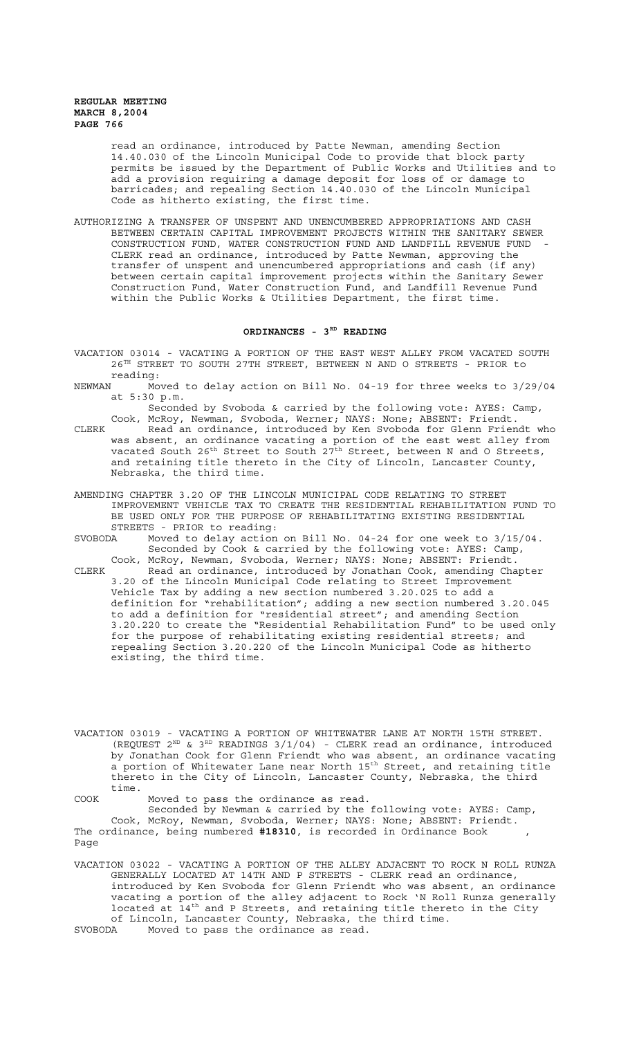read an ordinance, introduced by Patte Newman, amending Section 14.40.030 of the Lincoln Municipal Code to provide that block party permits be issued by the Department of Public Works and Utilities and to add a provision requiring a damage deposit for loss of or damage to barricades; and repealing Section 14.40.030 of the Lincoln Municipal Code as hitherto existing, the first time.

AUTHORIZING A TRANSFER OF UNSPENT AND UNENCUMBERED APPROPRIATIONS AND CASH BETWEEN CERTAIN CAPITAL IMPROVEMENT PROJECTS WITHIN THE SANITARY SEWER CONSTRUCTION FUND, WATER CONSTRUCTION FUND AND LANDFILL REVENUE FUND - CLERK read an ordinance, introduced by Patte Newman, approving the transfer of unspent and unencumbered appropriations and cash (if any) between certain capital improvement projects within the Sanitary Sewer Construction Fund, Water Construction Fund, and Landfill Revenue Fund within the Public Works & Utilities Department, the first time.

## ORDINANCES - 3RD READING

VACATION 03014 - VACATING A PORTION OF THE EAST WEST ALLEY FROM VACATED SOUTH 26TH STREET TO SOUTH 27TH STREET, BETWEEN N AND O STREETS - PRIOR to reading:

NEWMAN Moved to delay action on Bill No. 04-19 for three weeks to 3/29/04 at 5:30 p.m.

Seconded by Svoboda & carried by the following vote: AYES: Camp, Cook, McRoy, Newman, Svoboda, Werner; NAYS: None; ABSENT: Friendt.

CLERK Read an ordinance, introduced by Ken Svoboda for Glenn Friendt who was absent, an ordinance vacating a portion of the east west alley from vacated South 26th Street to South 27th Street, between N and O Streets, and retaining title thereto in the City of Lincoln, Lancaster County, Nebraska, the third time.

AMENDING CHAPTER 3.20 OF THE LINCOLN MUNICIPAL CODE RELATING TO STREET IMPROVEMENT VEHICLE TAX TO CREATE THE RESIDENTIAL REHABILITATION FUND TO BE USED ONLY FOR THE PURPOSE OF REHABILITATING EXISTING RESIDENTIAL STREETS - PRIOR to reading:

SVOBODA Moved to delay action on Bill No. 04-24 for one week to 3/15/04.

Seconded by Cook & carried by the following vote: AYES: Camp, Cook, McRoy, Newman, Svoboda, Werner; NAYS: None; ABSENT: Friendt.

CLERK Read an ordinance, introduced by Jonathan Cook, amending Chapter 3.20 of the Lincoln Municipal Code relating to Street Improvement Vehicle Tax by adding a new section numbered 3.20.025 to add a definition for "rehabilitation"; adding a new section numbered 3.20.045 to add a definition for "residential street"; and amending Section 3.20.220 to create the "Residential Rehabilitation Fund" to be used only for the purpose of rehabilitating existing residential streets; and repealing Section 3.20.220 of the Lincoln Municipal Code as hitherto existing, the third time.

VACATION 03019 - VACATING A PORTION OF WHITEWATER LANE AT NORTH 15TH STREET. (REQUEST 2ND & 3RD READINGS 3/1/04) - CLERK read an ordinance, introduced by Jonathan Cook for Glenn Friendt who was absent, an ordinance vacating a portion of Whitewater Lane near North 15th Street, and retaining title thereto in the City of Lincoln, Lancaster County, Nebraska, the third time.

COOK Moved to pass the ordinance as read.

Seconded by Newman & carried by the following vote: AYES: Camp, Cook, McRoy, Newman, Svoboda, Werner; NAYS: None; ABSENT: Friendt.

The ordinance, being numbered **#18310**, is recorded in Ordinance Book , Page

VACATION 03022 - VACATING A PORTION OF THE ALLEY ADJACENT TO ROCK N ROLL RUNZA GENERALLY LOCATED AT 14TH AND P STREETS - CLERK read an ordinance, introduced by Ken Svoboda for Glenn Friendt who was absent, an ordinance vacating a portion of the alley adjacent to Rock 'N Roll Runza generally located at 14th and P Streets, and retaining title thereto in the City of Lincoln, Lancaster County, Nebraska, the third time.

SVOBODA Moved to pass the ordinance as read.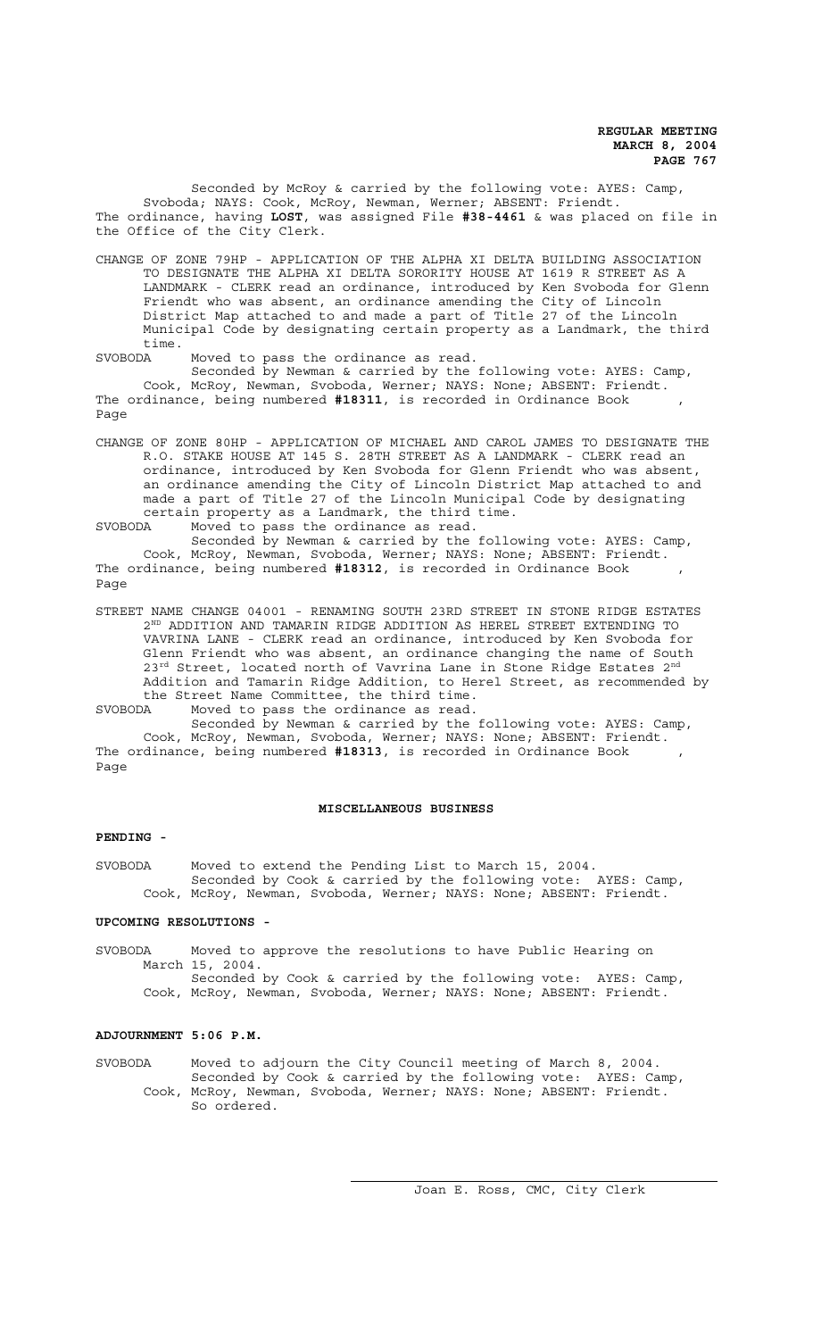Seconded by McRoy & carried by the following vote: AYES: Camp, Svoboda; NAYS: Cook, McRoy, Newman, Werner; ABSENT: Friendt.
The ordinance, having **LOST**, was assigned File **#38-4461** & was placed on file in the Office of the City Clerk.

CHANGE OF ZONE 79HP - APPLICATION OF THE ALPHA XI DELTA BUILDING ASSOCIATION TO DESIGNATE THE ALPHA XI DELTA SORORITY HOUSE AT 1619 R STREET AS A LANDMARK - CLERK read an ordinance, introduced by Ken Svoboda for Glenn Friendt who was absent, an ordinance amending the City of Lincoln District Map attached to and made a part of Title 27 of the Lincoln Municipal Code by designating certain property as a Landmark, the third time.

SVOBODA Moved to pass the ordinance as read.
Seconded by Newman & carried by the following vote: AYES: Camp, Cook, McRoy, Newman, Svoboda, Werner; NAYS: None; ABSENT: Friendt.
The ordinance, being numbered **#18311**, is recorded in Ordinance Book , Page

CHANGE OF ZONE 80HP - APPLICATION OF MICHAEL AND CAROL JAMES TO DESIGNATE THE R.O. STAKE HOUSE AT 145 S. 28TH STREET AS A LANDMARK - CLERK read an ordinance, introduced by Ken Svoboda for Glenn Friendt who was absent, an ordinance amending the City of Lincoln District Map attached to and made a part of Title 27 of the Lincoln Municipal Code by designating certain property as a Landmark, the third time.

SVOBODA Moved to pass the ordinance as read.
Seconded by Newman & carried by the following vote: AYES: Camp, Cook, McRoy, Newman, Svoboda, Werner; NAYS: None; ABSENT: Friendt.
The ordinance, being numbered **#18312**, is recorded in Ordinance Book , Page

STREET NAME CHANGE 04001 - RENAMING SOUTH 23RD STREET IN STONE RIDGE ESTATES 2ND ADDITION AND TAMARIN RIDGE ADDITION AS HEREL STREET EXTENDING TO VAVRINA LANE - CLERK read an ordinance, introduced by Ken Svoboda for Glenn Friendt who was absent, an ordinance changing the name of South 23rd Street, located north of Vavrina Lane in Stone Ridge Estates 2nd Addition and Tamarin Ridge Addition, to Herel Street, as recommended by the Street Name Committee, the third time.

SVOBODA Moved to pass the ordinance as read.
Seconded by Newman & carried by the following vote: AYES: Camp, Cook, McRoy, Newman, Svoboda, Werner; NAYS: None; ABSENT: Friendt.
The ordinance, being numbered **#18313**, is recorded in Ordinance Book , Page

## MISCELLANEOUS BUSINESS

**PENDING -**

SVOBODA Moved to extend the Pending List to March 15, 2004.
Seconded by Cook & carried by the following vote: AYES: Camp, Cook, McRoy, Newman, Svoboda, Werner; NAYS: None; ABSENT: Friendt.

**UPCOMING RESOLUTIONS -**

SVOBODA Moved to approve the resolutions to have Public Hearing on March 15, 2004.
Seconded by Cook & carried by the following vote: AYES: Camp, Cook, McRoy, Newman, Svoboda, Werner; NAYS: None; ABSENT: Friendt.

**ADJOURNMENT 5:06 P.M.**

SVOBODA Moved to adjourn the City Council meeting of March 8, 2004.
Seconded by Cook & carried by the following vote: AYES: Camp, Cook, McRoy, Newman, Svoboda, Werner; NAYS: None; ABSENT: Friendt.
So ordered.

Joan E. Ross, CMC, City Clerk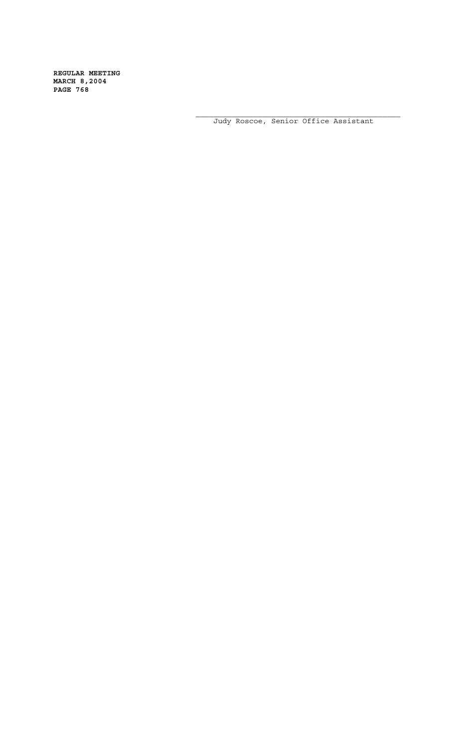\_\_\_\_\_\_\_\_\_\_\_\_\_\_\_\_\_\_\_\_\_\_\_\_\_\_\_\_\_\_\_\_\_\_\_\_\_\_\_\_\_\_\_\_\_

Judy Roscoe, Senior Office Assistant